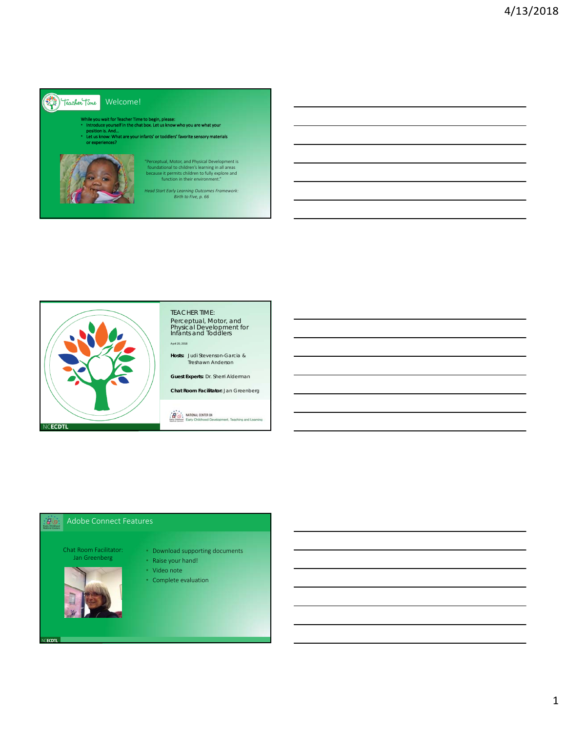## Welcome!

While you wait for Teacher Time to begin, please:
- Introduce yourself in the chat box. Let us know who you are what your position is. And…
- Let us know: What are your infants' or toddlers' favorite sensory materials or experiences?

"Perceptual, Motor, and Physical Development is foundational to children's learning in all areas because it permits children to fully explore and function in their environment."

*Head Start Early Learning Outcomes Framework: Birth to Five, p. 66*

---

TEACHER TIME:
## Perceptual, Motor, and Physical Development for Infants and Toddlers

April 20, 2018

**Hosts:** Judi Stevenson-Garcia & Treshawn Anderson

**Guest Experts:** Dr. Sherri Alderman

**Chat Room Facilitator:** Jan Greenberg

NATIONAL CENTER ON Early Childhood Development, Teaching and Learning

NCECDTL

---

## Adobe Connect Features

Chat Room Facilitator: Jan Greenberg

- Download supporting documents
- Raise your hand!
- Video note
- Complete evaluation

NCECDTL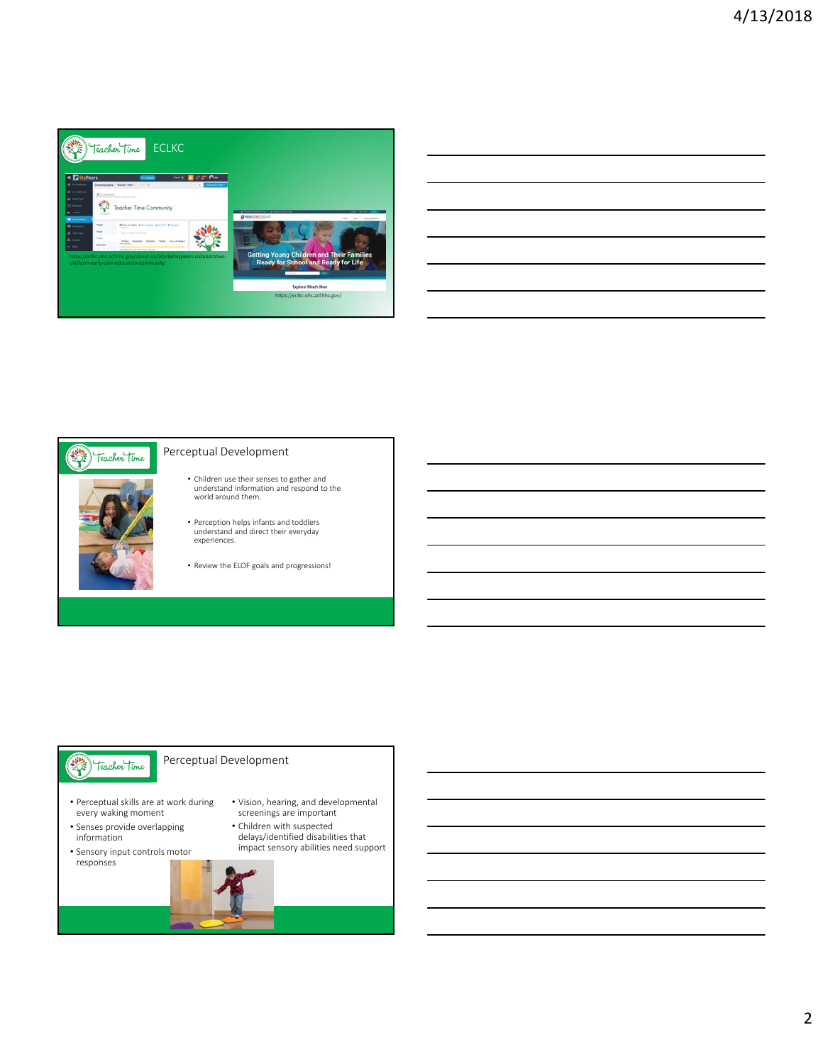## ECLKC

https://eclkc.ohs.acf.hhs.gov/about-us/article/mypeers-collaborative-platform-early-care-education-community

https://eclkc.ohs.acf.hhs.gov/

## Perceptual Development

- Children use their senses to gather and understand information and respond to the world around them.
- Perception helps infants and toddlers understand and direct their everyday experiences.
- Review the ELOF goals and progressions!

## Perceptual Development

- Perceptual skills are at work during every waking moment
- Senses provide overlapping information
- Sensory input controls motor responses
- Vision, hearing, and developmental screenings are important
- Children with suspected delays/identified disabilities that impact sensory abilities need support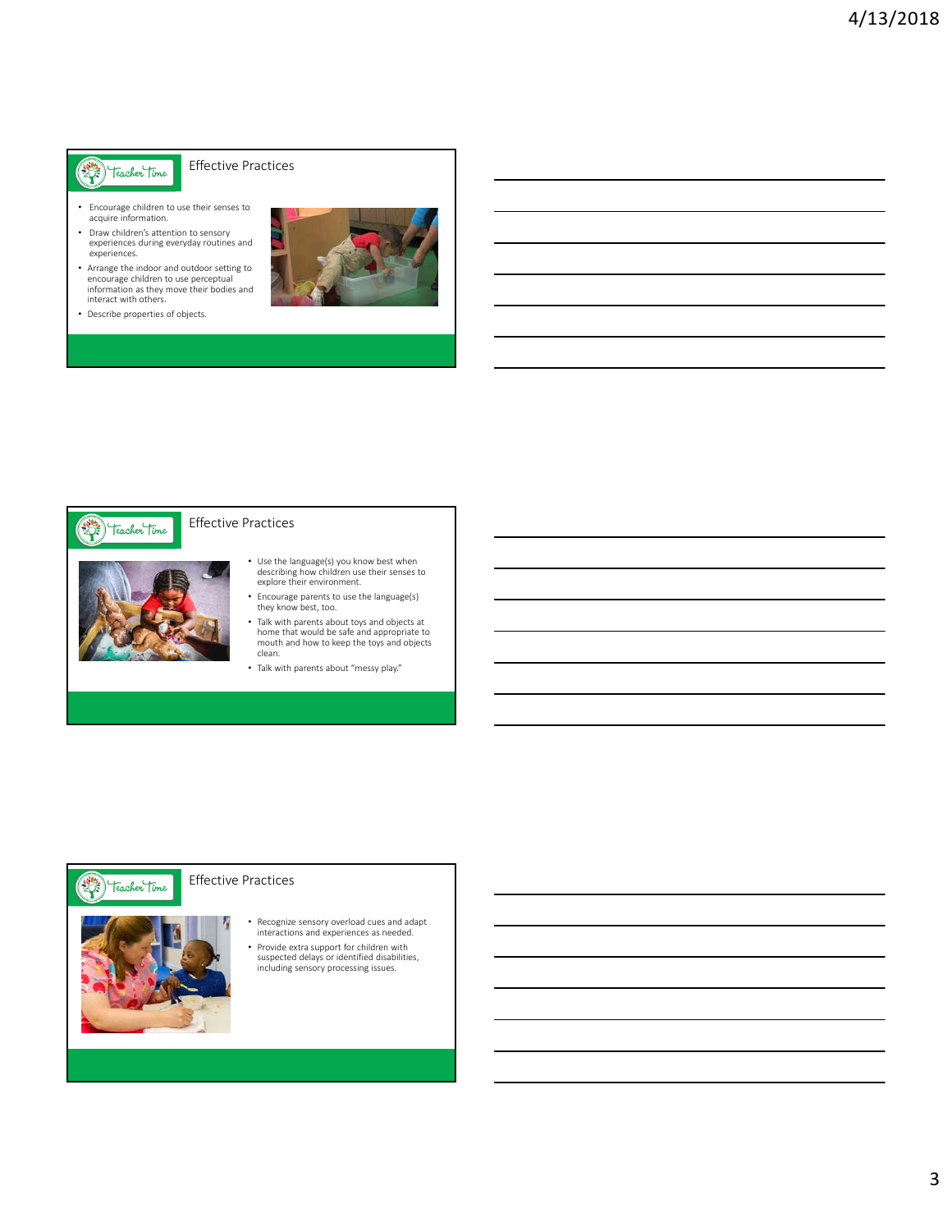## Effective Practices

- Encourage children to use their senses to acquire information.
- Draw children's attention to sensory experiences during everyday routines and experiences.
- Arrange the indoor and outdoor setting to encourage children to use perceptual information as they move their bodies and interact with others.
- Describe properties of objects.

## Effective Practices

- Use the language(s) you know best when describing how children use their senses to explore their environment.
- Encourage parents to use the language(s) they know best, too.
- Talk with parents about toys and objects at home that would be safe and appropriate to mouth and how to keep the toys and objects clean.
- Talk with parents about "messy play."

## Effective Practices

- Recognize sensory overload cues and adapt interactions and experiences as needed.
- Provide extra support for children with suspected delays or identified disabilities, including sensory processing issues.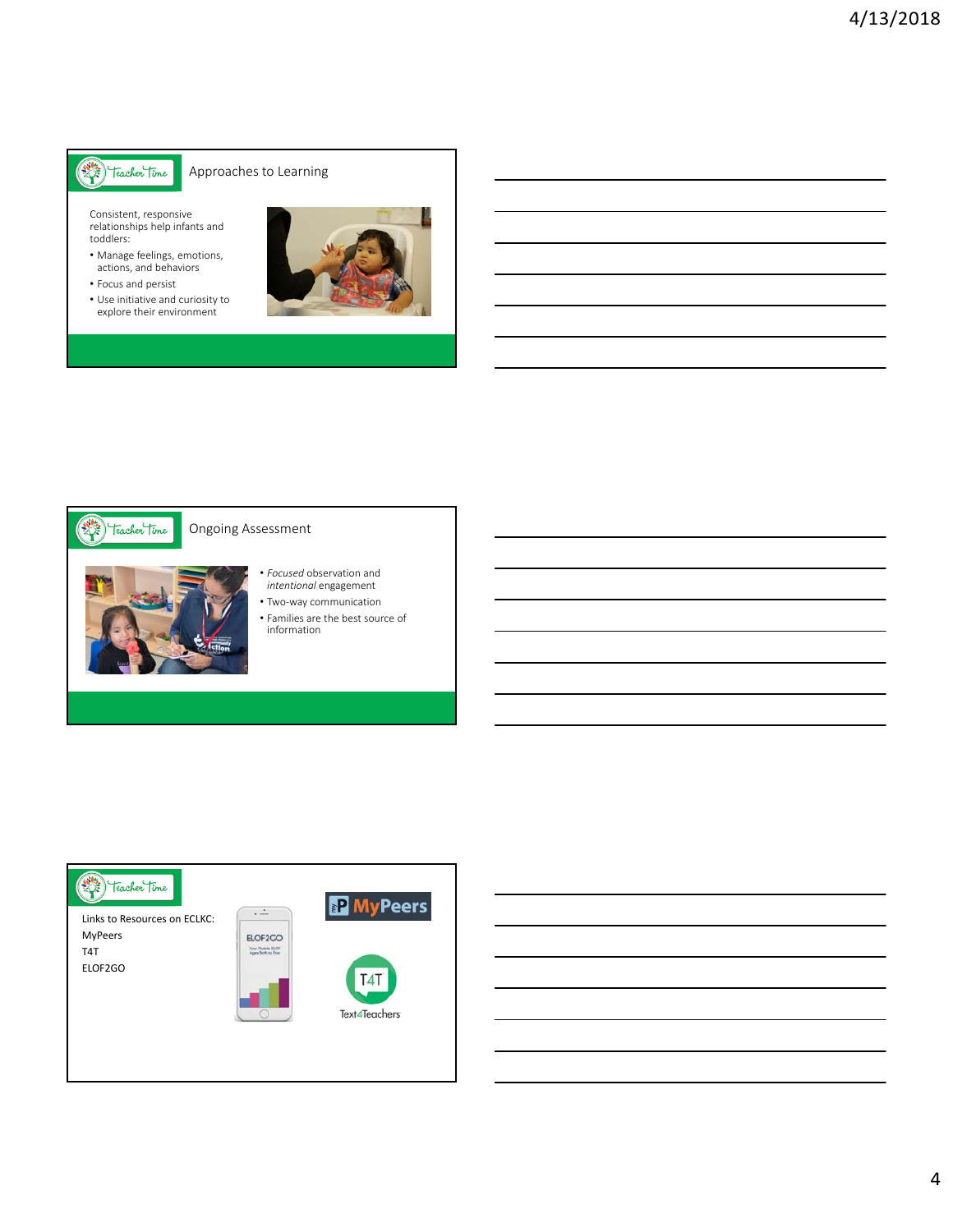## Approaches to Learning

Consistent, responsive relationships help infants and toddlers:

- Manage feelings, emotions, actions, and behaviors
- Focus and persist
- Use initiative and curiosity to explore their environment

## Ongoing Assessment

- *Focused* observation and *intentional* engagement
- Two-way communication
- Families are the best source of information

Links to Resources on ECLKC:

MyPeers

T4T

ELOF2GO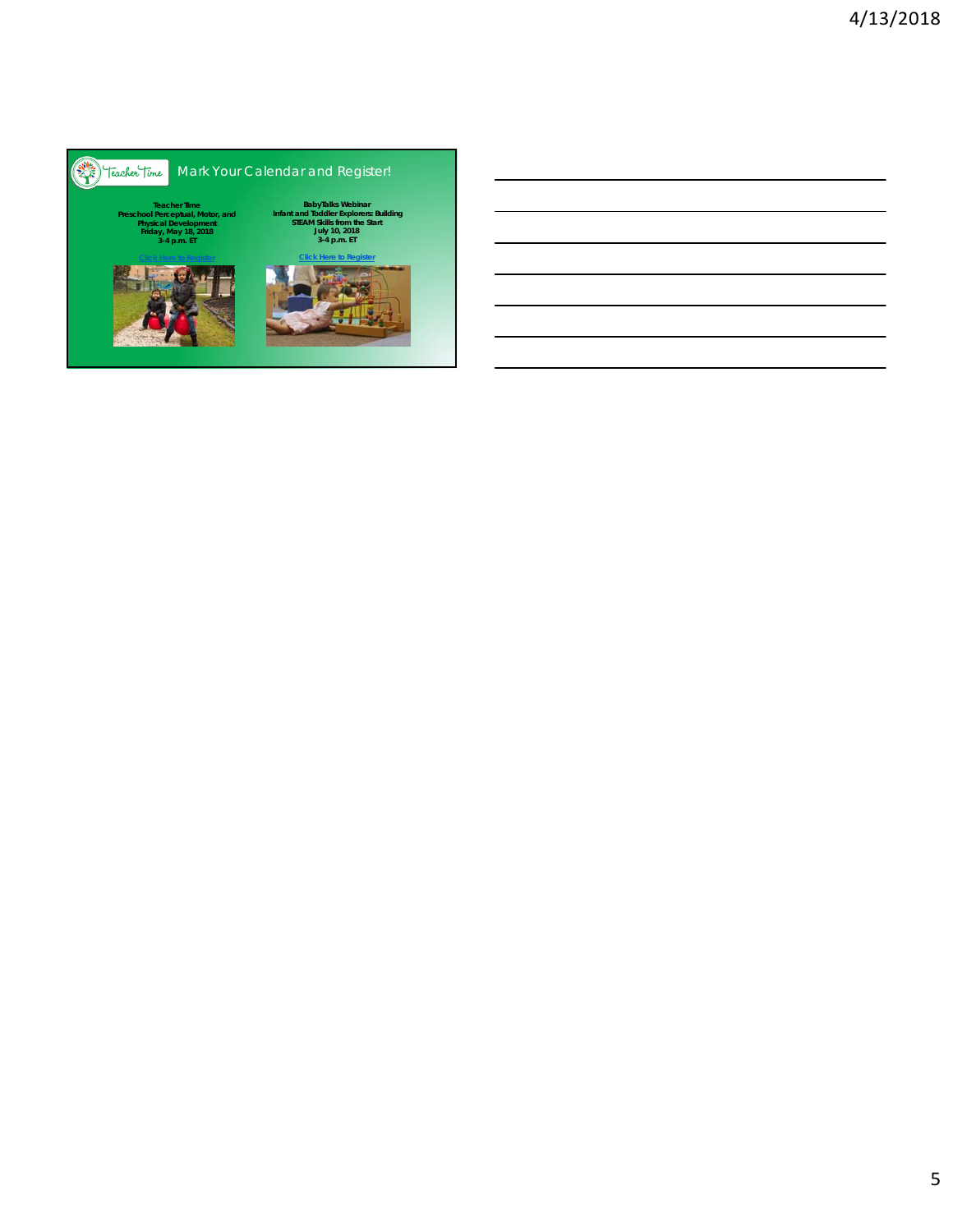## Mark Your Calendar and Register!

**Teacher Time**
**Preschool Perceptual, Motor, and Physical Development**
**Friday, May 18, 2018**
**3-4 p.m. ET**

Click Here to Register

**BabyTalks Webinar**
**Infant and Toddler Explorers: Building STEAM Skills from the Start**
**July 10, 2018**
**3-4 p.m. ET**

Click Here to Register